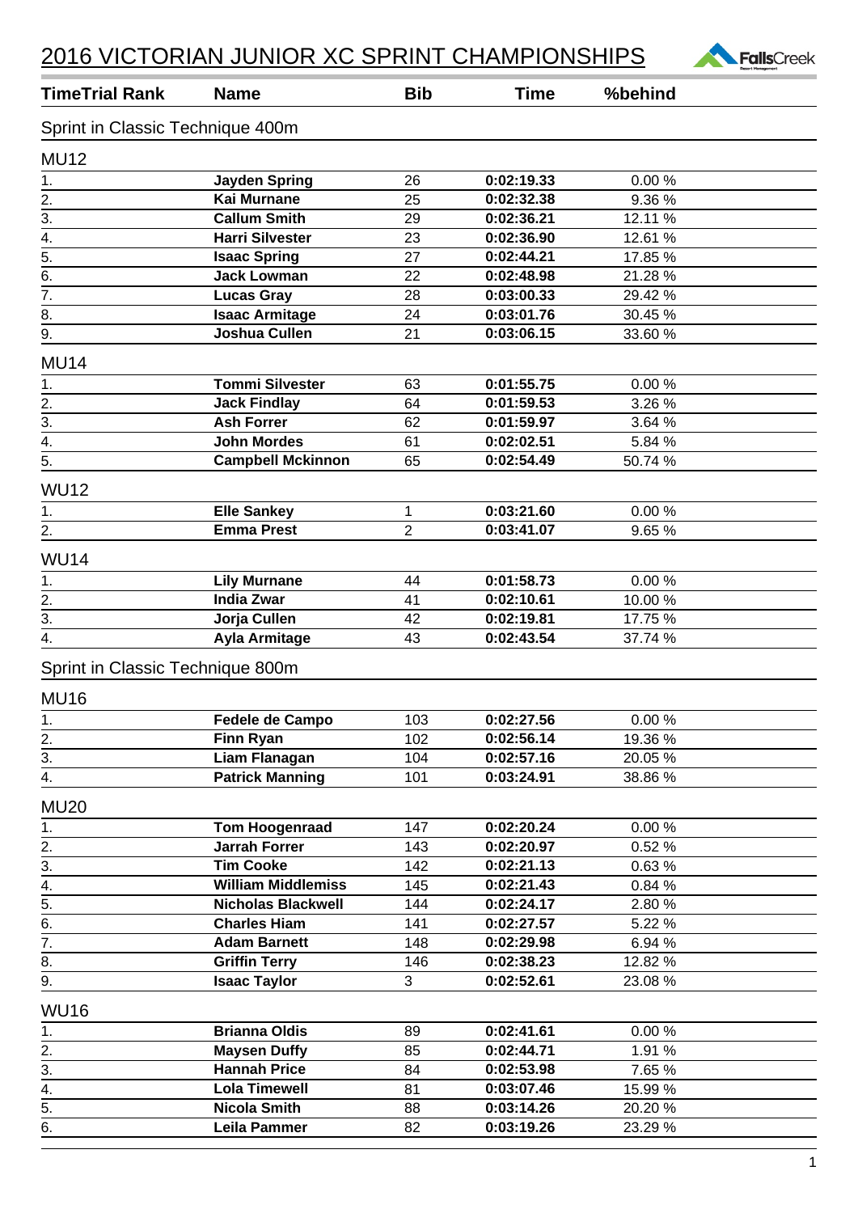# 2016 VICTORIAN JUNIOR XC SPRINT CHAMPIONSHIPS

| TimeTrial Rank | Name | Bib | Time | %behind |
|---|---|---|---|---|

## Sprint in Classic Technique 400m

### MU12

| TimeTrial Rank | Name | Bib | Time | %behind |
|---|---|---|---|---|
| 1. | **Jayden Spring** | 26 | **0:02:19.33** | 0.00 % |
| 2. | **Kai Murnane** | 25 | **0:02:32.38** | 9.36 % |
| 3. | **Callum Smith** | 29 | **0:02:36.21** | 12.11 % |
| 4. | **Harri Silvester** | 23 | **0:02:36.90** | 12.61 % |
| 5. | **Isaac Spring** | 27 | **0:02:44.21** | 17.85 % |
| 6. | **Jack Lowman** | 22 | **0:02:48.98** | 21.28 % |
| 7. | **Lucas Gray** | 28 | **0:03:00.33** | 29.42 % |
| 8. | **Isaac Armitage** | 24 | **0:03:01.76** | 30.45 % |
| 9. | **Joshua Cullen** | 21 | **0:03:06.15** | 33.60 % |

### MU14

| TimeTrial Rank | Name | Bib | Time | %behind |
|---|---|---|---|---|
| 1. | **Tommi Silvester** | 63 | **0:01:55.75** | 0.00 % |
| 2. | **Jack Findlay** | 64 | **0:01:59.53** | 3.26 % |
| 3. | **Ash Forrer** | 62 | **0:01:59.97** | 3.64 % |
| 4. | **John Mordes** | 61 | **0:02:02.51** | 5.84 % |
| 5. | **Campbell Mckinnon** | 65 | **0:02:54.49** | 50.74 % |

### WU12

| TimeTrial Rank | Name | Bib | Time | %behind |
|---|---|---|---|---|
| 1. | **Elle Sankey** | 1 | **0:03:21.60** | 0.00 % |
| 2. | **Emma Prest** | 2 | **0:03:41.07** | 9.65 % |

### WU14

| TimeTrial Rank | Name | Bib | Time | %behind |
|---|---|---|---|---|
| 1. | **Lily Murnane** | 44 | **0:01:58.73** | 0.00 % |
| 2. | **India Zwar** | 41 | **0:02:10.61** | 10.00 % |
| 3. | **Jorja Cullen** | 42 | **0:02:19.81** | 17.75 % |
| 4. | **Ayla Armitage** | 43 | **0:02:43.54** | 37.74 % |

## Sprint in Classic Technique 800m

### MU16

| TimeTrial Rank | Name | Bib | Time | %behind |
|---|---|---|---|---|
| 1. | **Fedele de Campo** | 103 | **0:02:27.56** | 0.00 % |
| 2. | **Finn Ryan** | 102 | **0:02:56.14** | 19.36 % |
| 3. | **Liam Flanagan** | 104 | **0:02:57.16** | 20.05 % |
| 4. | **Patrick Manning** | 101 | **0:03:24.91** | 38.86 % |

### MU20

| TimeTrial Rank | Name | Bib | Time | %behind |
|---|---|---|---|---|
| 1. | **Tom Hoogenraad** | 147 | **0:02:20.24** | 0.00 % |
| 2. | **Jarrah Forrer** | 143 | **0:02:20.97** | 0.52 % |
| 3. | **Tim Cooke** | 142 | **0:02:21.13** | 0.63 % |
| 4. | **William Middlemiss** | 145 | **0:02:21.43** | 0.84 % |
| 5. | **Nicholas Blackwell** | 144 | **0:02:24.17** | 2.80 % |
| 6. | **Charles Hiam** | 141 | **0:02:27.57** | 5.22 % |
| 7. | **Adam Barnett** | 148 | **0:02:29.98** | 6.94 % |
| 8. | **Griffin Terry** | 146 | **0:02:38.23** | 12.82 % |
| 9. | **Isaac Taylor** | 3 | **0:02:52.61** | 23.08 % |

### WU16

| TimeTrial Rank | Name | Bib | Time | %behind |
|---|---|---|---|---|
| 1. | **Brianna Oldis** | 89 | **0:02:41.61** | 0.00 % |
| 2. | **Maysen Duffy** | 85 | **0:02:44.71** | 1.91 % |
| 3. | **Hannah Price** | 84 | **0:02:53.98** | 7.65 % |
| 4. | **Lola Timewell** | 81 | **0:03:07.46** | 15.99 % |
| 5. | **Nicola Smith** | 88 | **0:03:14.26** | 20.20 % |
| 6. | **Leila Pammer** | 82 | **0:03:19.26** | 23.29 % |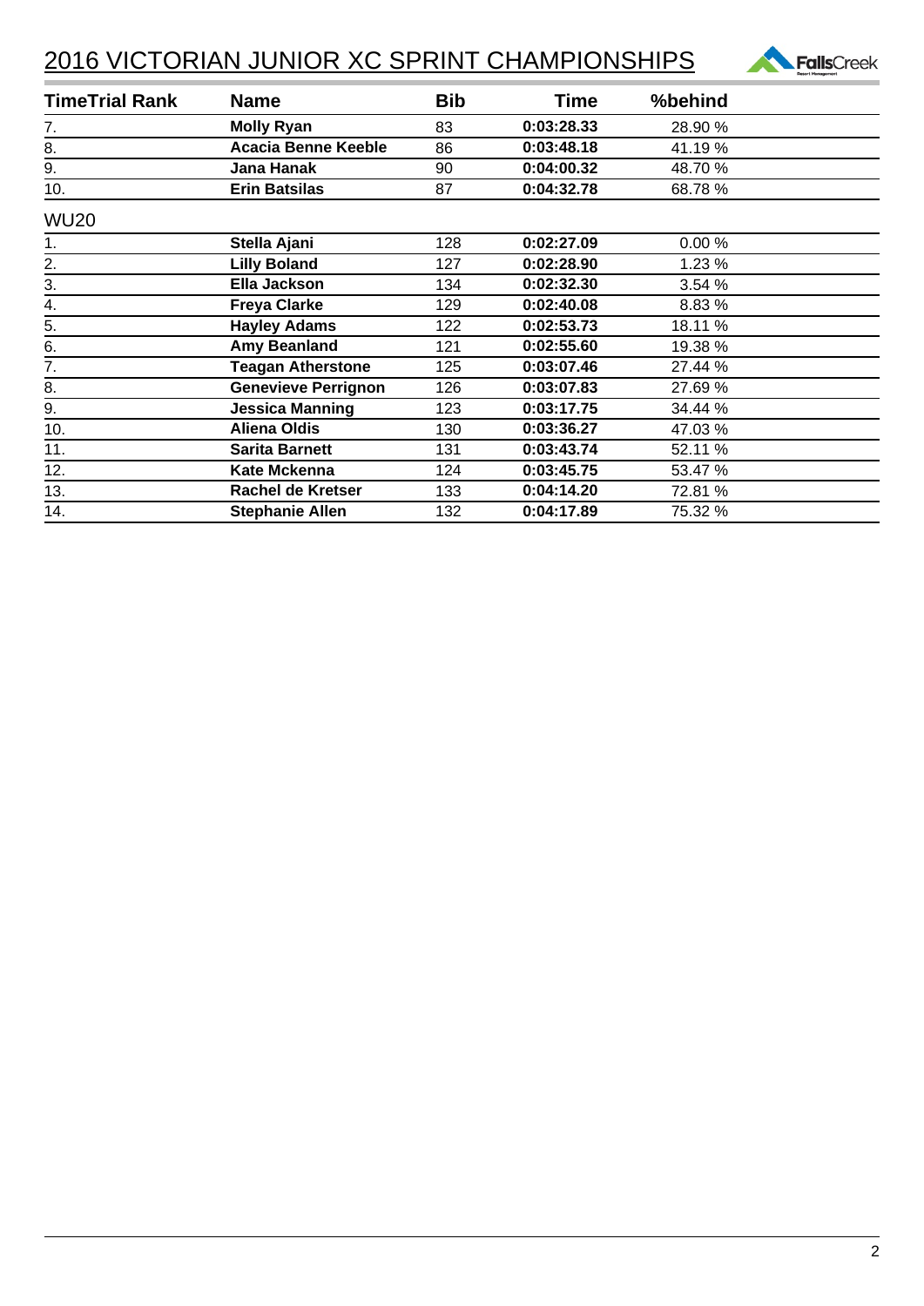# 2016 VICTORIAN JUNIOR XC SPRINT CHAMPIONSHIPS

| TimeTrial Rank | Name | Bib | Time | %behind |
|---|---|---|---|---|
| 7. | **Molly Ryan** | 83 | **0:03:28.33** | 28.90 % |
| 8. | **Acacia Benne Keeble** | 86 | **0:03:48.18** | 41.19 % |
| 9. | **Jana Hanak** | 90 | **0:04:00.32** | 48.70 % |
| 10. | **Erin Batsilas** | 87 | **0:04:32.78** | 68.78 % |

## WU20

| TimeTrial Rank | Name | Bib | Time | %behind |
|---|---|---|---|---|
| 1. | **Stella Ajani** | 128 | **0:02:27.09** | 0.00 % |
| 2. | **Lilly Boland** | 127 | **0:02:28.90** | 1.23 % |
| 3. | **Ella Jackson** | 134 | **0:02:32.30** | 3.54 % |
| 4. | **Freya Clarke** | 129 | **0:02:40.08** | 8.83 % |
| 5. | **Hayley Adams** | 122 | **0:02:53.73** | 18.11 % |
| 6. | **Amy Beanland** | 121 | **0:02:55.60** | 19.38 % |
| 7. | **Teagan Atherstone** | 125 | **0:03:07.46** | 27.44 % |
| 8. | **Genevieve Perrignon** | 126 | **0:03:07.83** | 27.69 % |
| 9. | **Jessica Manning** | 123 | **0:03:17.75** | 34.44 % |
| 10. | **Aliena Oldis** | 130 | **0:03:36.27** | 47.03 % |
| 11. | **Sarita Barnett** | 131 | **0:03:43.74** | 52.11 % |
| 12. | **Kate Mckenna** | 124 | **0:03:45.75** | 53.47 % |
| 13. | **Rachel de Kretser** | 133 | **0:04:14.20** | 72.81 % |
| 14. | **Stephanie Allen** | 132 | **0:04:17.89** | 75.32 % |